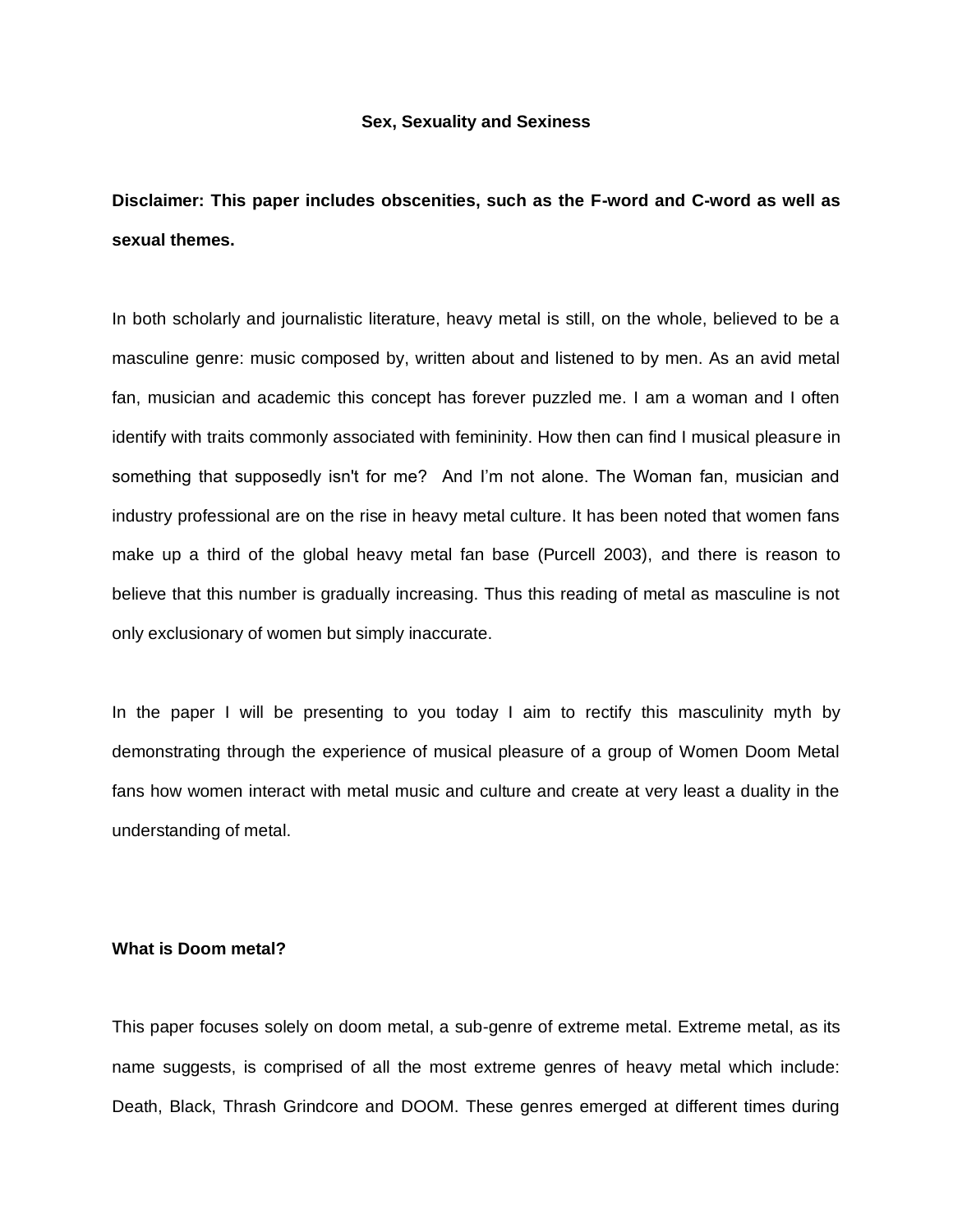# Sex, Sexuality and Sexiness

**Disclaimer: This paper includes obscenities, such as the F-word and C-word as well as sexual themes.**

In both scholarly and journalistic literature, heavy metal is still, on the whole, believed to be a masculine genre: music composed by, written about and listened to by men. As an avid metal fan, musician and academic this concept has forever puzzled me. I am a woman and I often identify with traits commonly associated with femininity. How then can find I musical pleasure in something that supposedly isn't for me? And I'm not alone. The Woman fan, musician and industry professional are on the rise in heavy metal culture. It has been noted that women fans make up a third of the global heavy metal fan base (Purcell 2003), and there is reason to believe that this number is gradually increasing. Thus this reading of metal as masculine is not only exclusionary of women but simply inaccurate.

In the paper I will be presenting to you today I aim to rectify this masculinity myth by demonstrating through the experience of musical pleasure of a group of Women Doom Metal fans how women interact with metal music and culture and create at very least a duality in the understanding of metal.

## What is Doom metal?

This paper focuses solely on doom metal, a sub-genre of extreme metal. Extreme metal, as its name suggests, is comprised of all the most extreme genres of heavy metal which include: Death, Black, Thrash Grindcore and DOOM. These genres emerged at different times during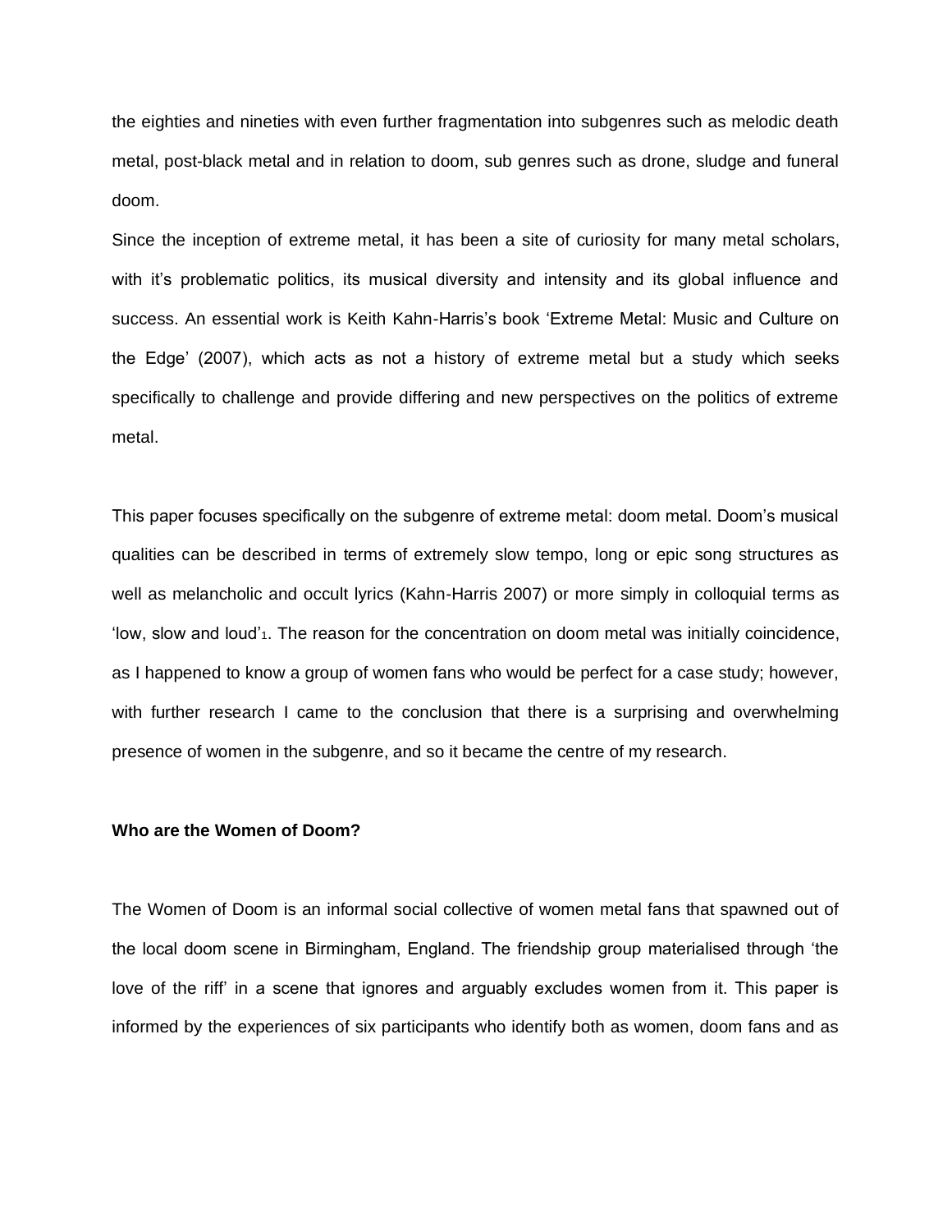the eighties and nineties with even further fragmentation into subgenres such as melodic death metal, post-black metal and in relation to doom, sub genres such as drone, sludge and funeral doom.

Since the inception of extreme metal, it has been a site of curiosity for many metal scholars, with it's problematic politics, its musical diversity and intensity and its global influence and success. An essential work is Keith Kahn-Harris's book 'Extreme Metal: Music and Culture on the Edge' (2007), which acts as not a history of extreme metal but a study which seeks specifically to challenge and provide differing and new perspectives on the politics of extreme metal.

This paper focuses specifically on the subgenre of extreme metal: doom metal. Doom's musical qualities can be described in terms of extremely slow tempo, long or epic song structures as well as melancholic and occult lyrics (Kahn-Harris 2007) or more simply in colloquial terms as 'low, slow and loud'[1]. The reason for the concentration on doom metal was initially coincidence, as I happened to know a group of women fans who would be perfect for a case study; however, with further research I came to the conclusion that there is a surprising and overwhelming presence of women in the subgenre, and so it became the centre of my research.

**Who are the Women of Doom?**

The Women of Doom is an informal social collective of women metal fans that spawned out of the local doom scene in Birmingham, England. The friendship group materialised through 'the love of the riff' in a scene that ignores and arguably excludes women from it. This paper is informed by the experiences of six participants who identify both as women, doom fans and as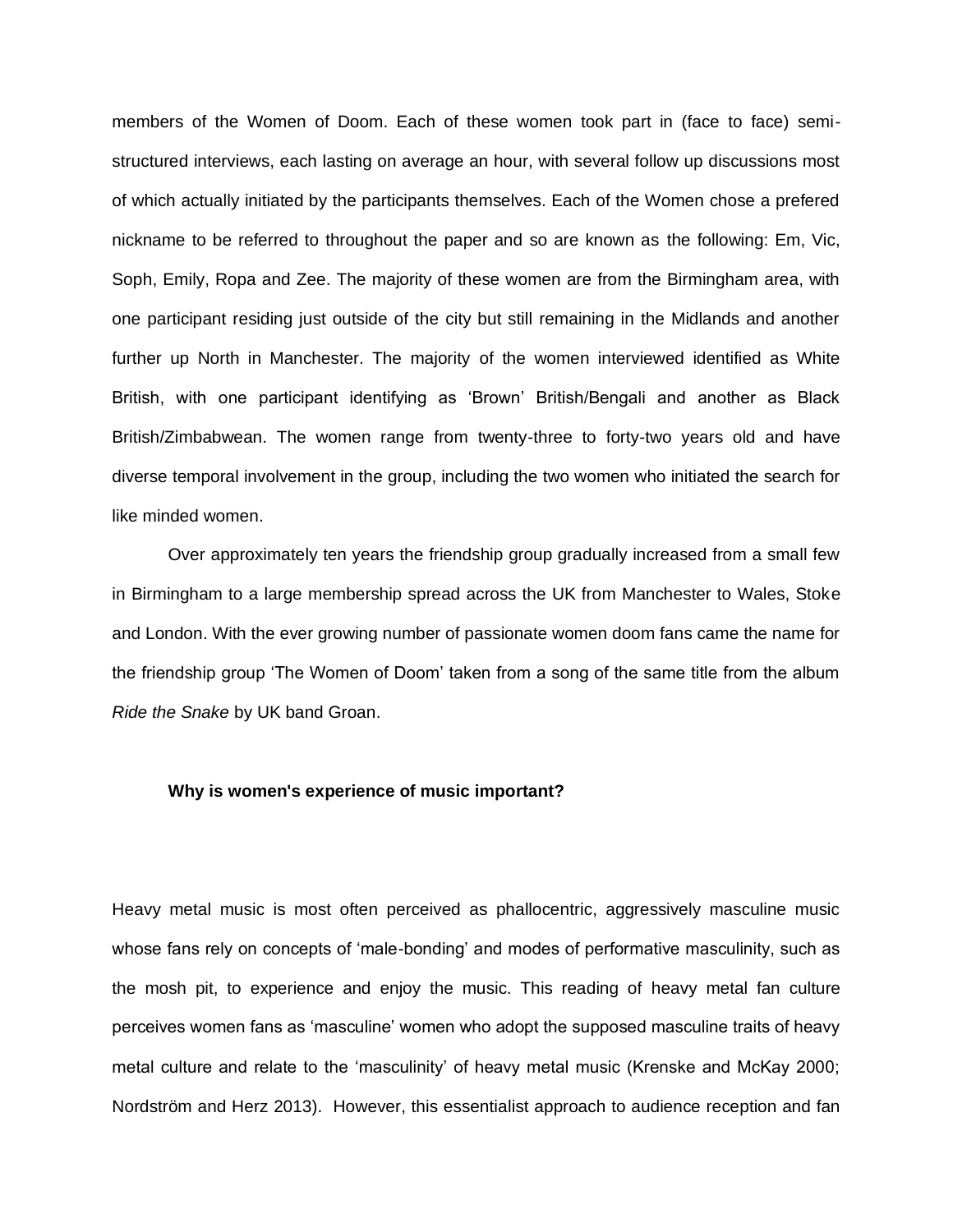members of the Women of Doom. Each of these women took part in (face to face) semi-structured interviews, each lasting on average an hour, with several follow up discussions most of which actually initiated by the participants themselves. Each of the Women chose a prefered nickname to be referred to throughout the paper and so are known as the following: Em, Vic, Soph, Emily, Ropa and Zee. The majority of these women are from the Birmingham area, with one participant residing just outside of the city but still remaining in the Midlands and another further up North in Manchester. The majority of the women interviewed identified as White British, with one participant identifying as 'Brown' British/Bengali and another as Black British/Zimbabwean. The women range from twenty-three to forty-two years old and have diverse temporal involvement in the group, including the two women who initiated the search for like minded women.

Over approximately ten years the friendship group gradually increased from a small few in Birmingham to a large membership spread across the UK from Manchester to Wales, Stoke and London. With the ever growing number of passionate women doom fans came the name for the friendship group 'The Women of Doom' taken from a song of the same title from the album *Ride the Snake* by UK band Groan.

**Why is women's experience of music important?**

Heavy metal music is most often perceived as phallocentric, aggressively masculine music whose fans rely on concepts of 'male-bonding' and modes of performative masculinity, such as the mosh pit, to experience and enjoy the music. This reading of heavy metal fan culture perceives women fans as 'masculine' women who adopt the supposed masculine traits of heavy metal culture and relate to the 'masculinity' of heavy metal music (Krenske and McKay 2000; Nordström and Herz 2013). However, this essentialist approach to audience reception and fan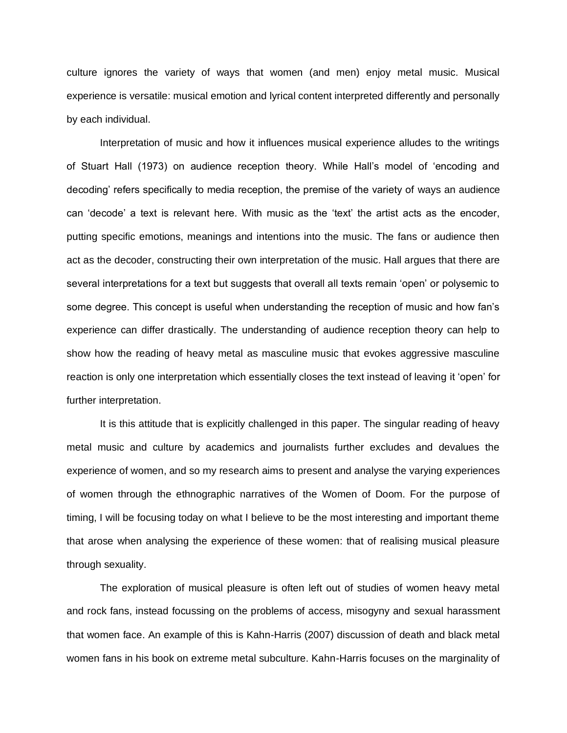culture ignores the variety of ways that women (and men) enjoy metal music. Musical experience is versatile: musical emotion and lyrical content interpreted differently and personally by each individual.

Interpretation of music and how it influences musical experience alludes to the writings of Stuart Hall (1973) on audience reception theory. While Hall's model of 'encoding and decoding' refers specifically to media reception, the premise of the variety of ways an audience can 'decode' a text is relevant here. With music as the 'text' the artist acts as the encoder, putting specific emotions, meanings and intentions into the music. The fans or audience then act as the decoder, constructing their own interpretation of the music. Hall argues that there are several interpretations for a text but suggests that overall all texts remain 'open' or polysemic to some degree. This concept is useful when understanding the reception of music and how fan's experience can differ drastically. The understanding of audience reception theory can help to show how the reading of heavy metal as masculine music that evokes aggressive masculine reaction is only one interpretation which essentially closes the text instead of leaving it 'open' for further interpretation.

It is this attitude that is explicitly challenged in this paper. The singular reading of heavy metal music and culture by academics and journalists further excludes and devalues the experience of women, and so my research aims to present and analyse the varying experiences of women through the ethnographic narratives of the Women of Doom. For the purpose of timing, I will be focusing today on what I believe to be the most interesting and important theme that arose when analysing the experience of these women: that of realising musical pleasure through sexuality.

The exploration of musical pleasure is often left out of studies of women heavy metal and rock fans, instead focussing on the problems of access, misogyny and sexual harassment that women face. An example of this is Kahn-Harris (2007) discussion of death and black metal women fans in his book on extreme metal subculture. Kahn-Harris focuses on the marginality of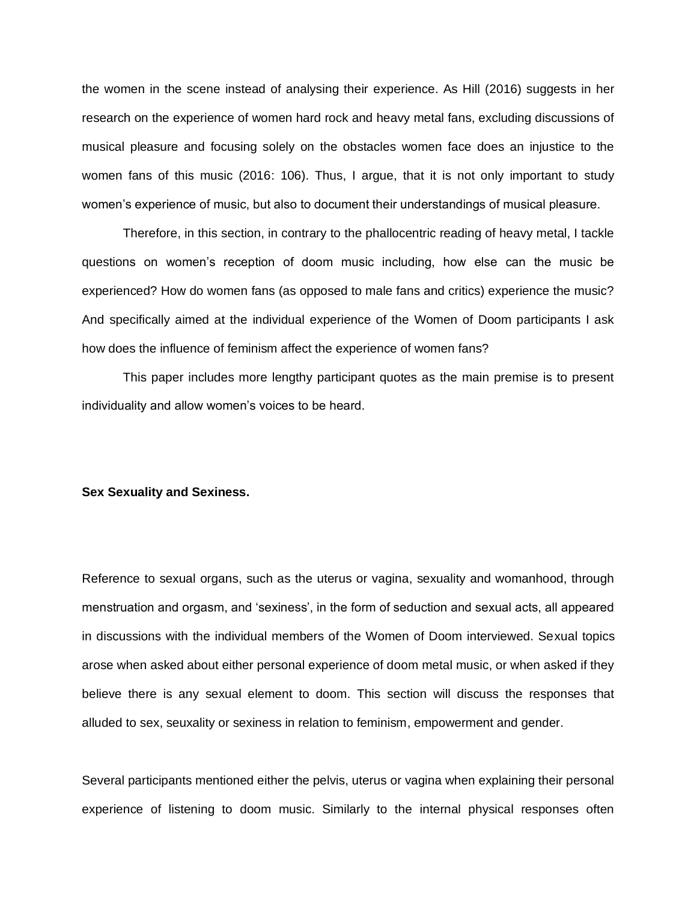the women in the scene instead of analysing their experience. As Hill (2016) suggests in her research on the experience of women hard rock and heavy metal fans, excluding discussions of musical pleasure and focusing solely on the obstacles women face does an injustice to the women fans of this music (2016: 106). Thus, I argue, that it is not only important to study women's experience of music, but also to document their understandings of musical pleasure.

Therefore, in this section, in contrary to the phallocentric reading of heavy metal, I tackle questions on women's reception of doom music including, how else can the music be experienced? How do women fans (as opposed to male fans and critics) experience the music? And specifically aimed at the individual experience of the Women of Doom participants I ask how does the influence of feminism affect the experience of women fans?

This paper includes more lengthy participant quotes as the main premise is to present individuality and allow women's voices to be heard.

**Sex Sexuality and Sexiness.**

Reference to sexual organs, such as the uterus or vagina, sexuality and womanhood, through menstruation and orgasm, and 'sexiness', in the form of seduction and sexual acts, all appeared in discussions with the individual members of the Women of Doom interviewed. Sexual topics arose when asked about either personal experience of doom metal music, or when asked if they believe there is any sexual element to doom. This section will discuss the responses that alluded to sex, seuxality or sexiness in relation to feminism, empowerment and gender.

Several participants mentioned either the pelvis, uterus or vagina when explaining their personal experience of listening to doom music. Similarly to the internal physical responses often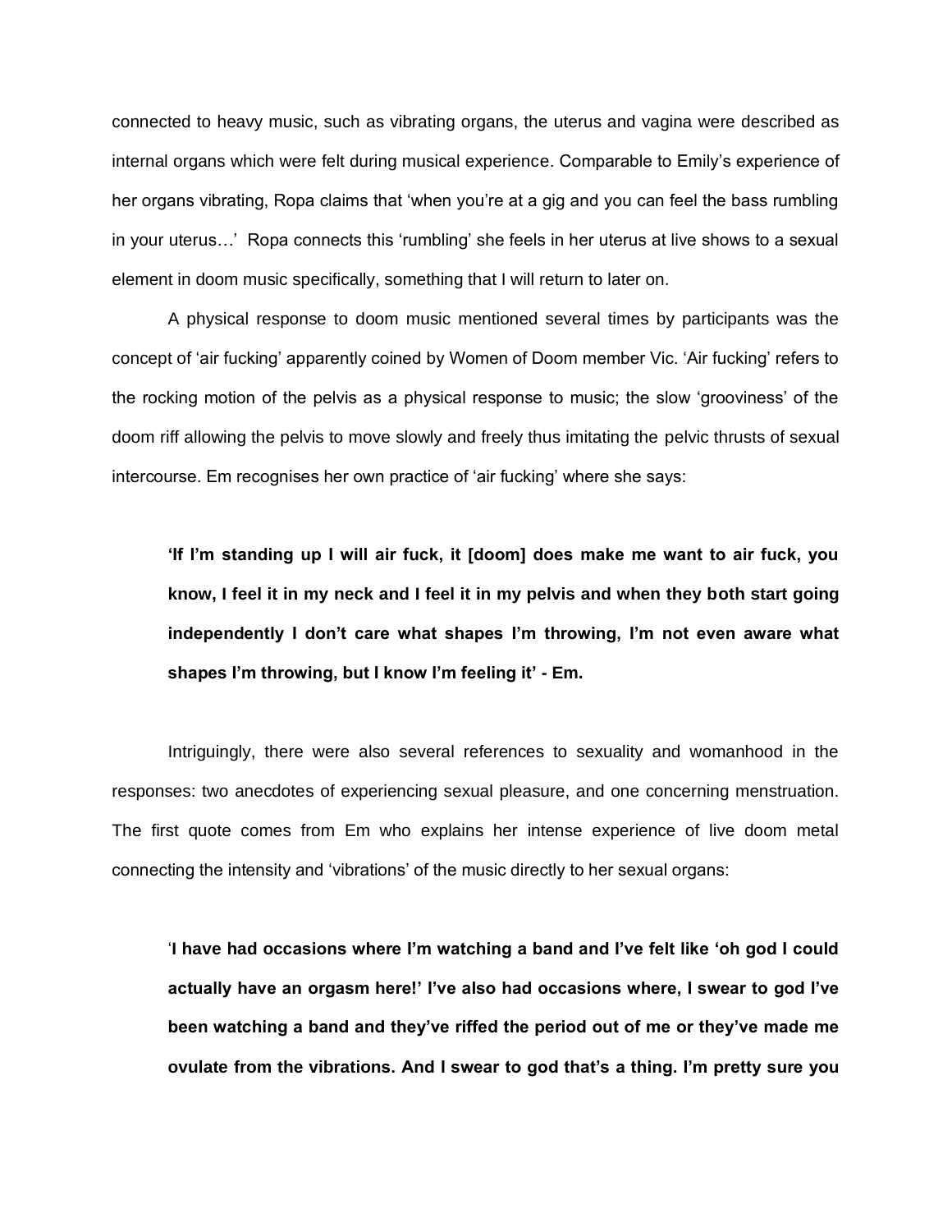connected to heavy music, such as vibrating organs, the uterus and vagina were described as internal organs which were felt during musical experience. Comparable to Emily's experience of her organs vibrating, Ropa claims that 'when you're at a gig and you can feel the bass rumbling in your uterus…' Ropa connects this 'rumbling' she feels in her uterus at live shows to a sexual element in doom music specifically, something that I will return to later on.

A physical response to doom music mentioned several times by participants was the concept of 'air fucking' apparently coined by Women of Doom member Vic. 'Air fucking' refers to the rocking motion of the pelvis as a physical response to music; the slow 'grooviness' of the doom riff allowing the pelvis to move slowly and freely thus imitating the pelvic thrusts of sexual intercourse. Em recognises her own practice of 'air fucking' where she says:

> **'If I'm standing up I will air fuck, it [doom] does make me want to air fuck, you know, I feel it in my neck and I feel it in my pelvis and when they both start going independently I don't care what shapes I'm throwing, I'm not even aware what shapes I'm throwing, but I know I'm feeling it' - Em.**

Intriguingly, there were also several references to sexuality and womanhood in the responses: two anecdotes of experiencing sexual pleasure, and one concerning menstruation. The first quote comes from Em who explains her intense experience of live doom metal connecting the intensity and 'vibrations' of the music directly to her sexual organs:

> '**I have had occasions where I'm watching a band and I've felt like 'oh god I could actually have an orgasm here!' I've also had occasions where, I swear to god I've been watching a band and they've riffed the period out of me or they've made me ovulate from the vibrations. And I swear to god that's a thing. I'm pretty sure you**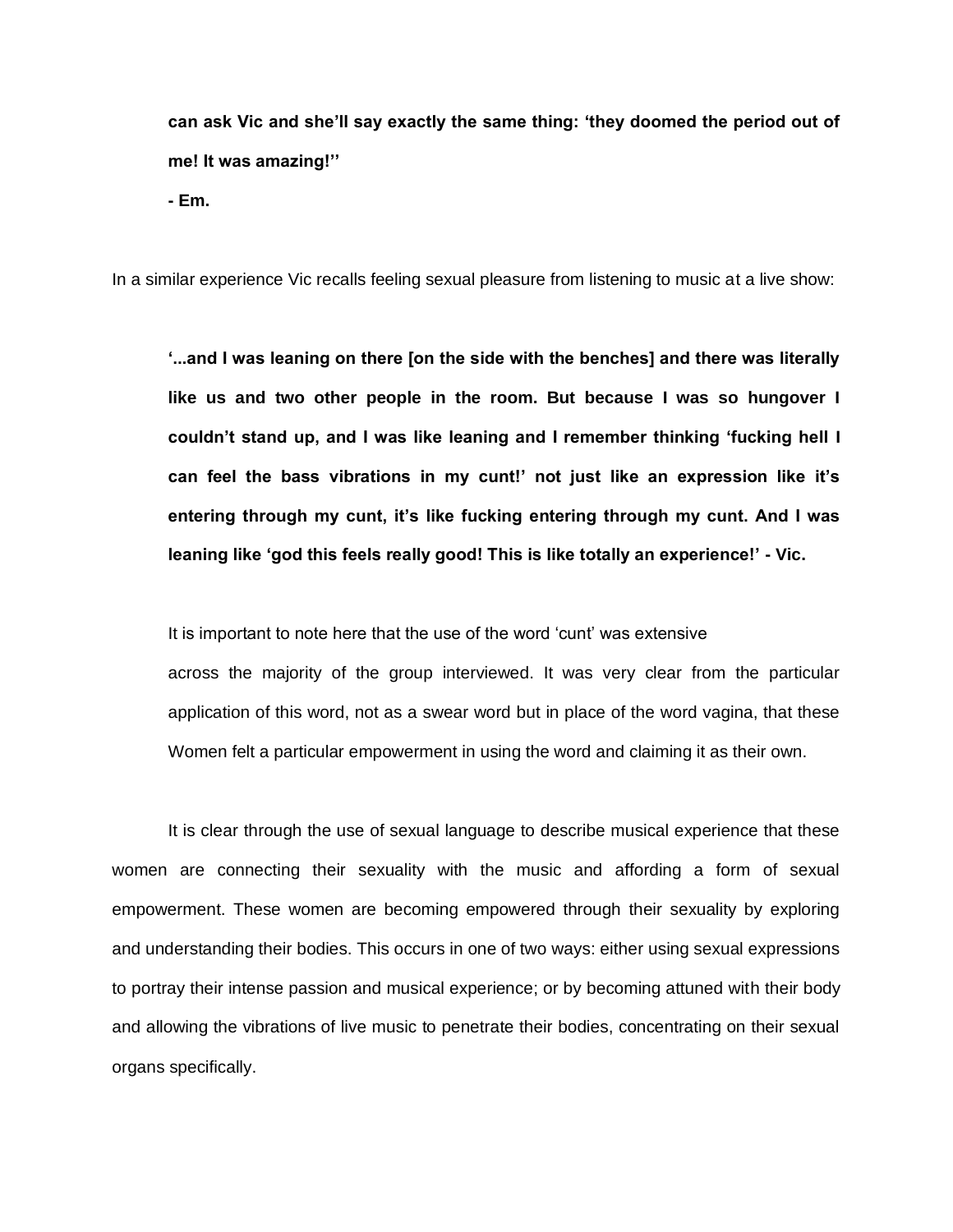**can ask Vic and she'll say exactly the same thing: 'they doomed the period out of me! It was amazing!''**

**- Em.**

In a similar experience Vic recalls feeling sexual pleasure from listening to music at a live show:

> **'...and I was leaning on there [on the side with the benches] and there was literally like us and two other people in the room. But because I was so hungover I couldn't stand up, and I was like leaning and I remember thinking 'fucking hell I can feel the bass vibrations in my cunt!' not just like an expression like it's entering through my cunt, it's like fucking entering through my cunt. And I was leaning like 'god this feels really good! This is like totally an experience!' - Vic.**

It is important to note here that the use of the word 'cunt' was extensive across the majority of the group interviewed. It was very clear from the particular application of this word, not as a swear word but in place of the word vagina, that these Women felt a particular empowerment in using the word and claiming it as their own.

It is clear through the use of sexual language to describe musical experience that these women are connecting their sexuality with the music and affording a form of sexual empowerment. These women are becoming empowered through their sexuality by exploring and understanding their bodies. This occurs in one of two ways: either using sexual expressions to portray their intense passion and musical experience; or by becoming attuned with their body and allowing the vibrations of live music to penetrate their bodies, concentrating on their sexual organs specifically.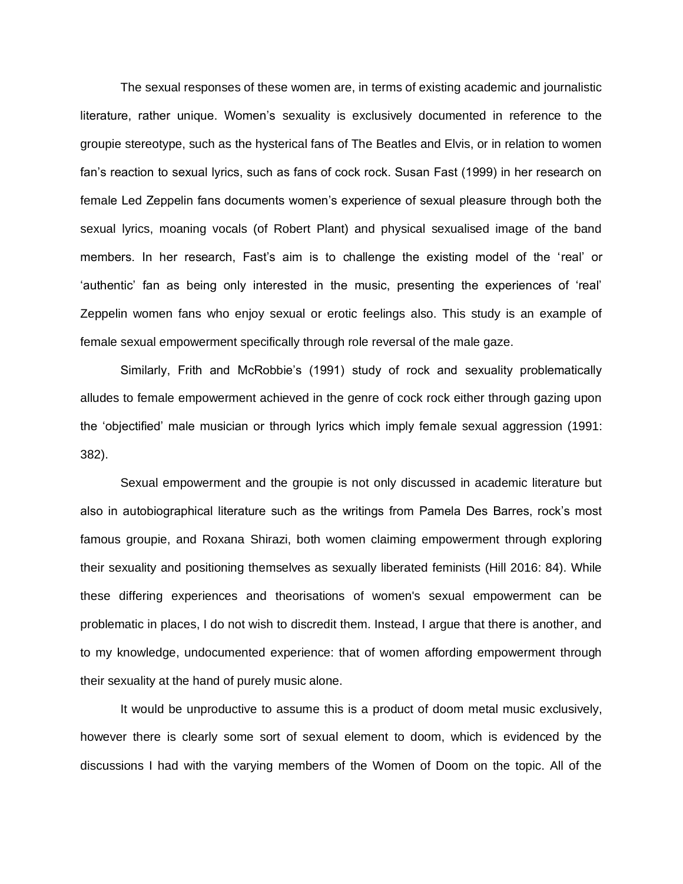The sexual responses of these women are, in terms of existing academic and journalistic literature, rather unique. Women's sexuality is exclusively documented in reference to the groupie stereotype, such as the hysterical fans of The Beatles and Elvis, or in relation to women fan's reaction to sexual lyrics, such as fans of cock rock. Susan Fast (1999) in her research on female Led Zeppelin fans documents women's experience of sexual pleasure through both the sexual lyrics, moaning vocals (of Robert Plant) and physical sexualised image of the band members. In her research, Fast's aim is to challenge the existing model of the 'real' or 'authentic' fan as being only interested in the music, presenting the experiences of 'real' Zeppelin women fans who enjoy sexual or erotic feelings also. This study is an example of female sexual empowerment specifically through role reversal of the male gaze.

Similarly, Frith and McRobbie's (1991) study of rock and sexuality problematically alludes to female empowerment achieved in the genre of cock rock either through gazing upon the 'objectified' male musician or through lyrics which imply female sexual aggression (1991: 382).

Sexual empowerment and the groupie is not only discussed in academic literature but also in autobiographical literature such as the writings from Pamela Des Barres, rock's most famous groupie, and Roxana Shirazi, both women claiming empowerment through exploring their sexuality and positioning themselves as sexually liberated feminists (Hill 2016: 84). While these differing experiences and theorisations of women's sexual empowerment can be problematic in places, I do not wish to discredit them. Instead, I argue that there is another, and to my knowledge, undocumented experience: that of women affording empowerment through their sexuality at the hand of purely music alone.

It would be unproductive to assume this is a product of doom metal music exclusively, however there is clearly some sort of sexual element to doom, which is evidenced by the discussions I had with the varying members of the Women of Doom on the topic. All of the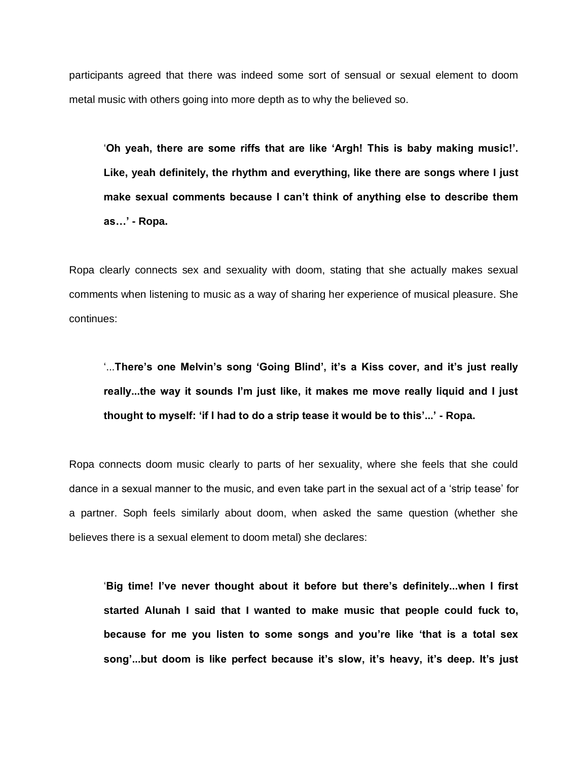participants agreed that there was indeed some sort of sensual or sexual element to doom metal music with others going into more depth as to why the believed so.

> '**Oh yeah, there are some riffs that are like 'Argh! This is baby making music!'. Like, yeah definitely, the rhythm and everything, like there are songs where I just make sexual comments because I can't think of anything else to describe them as…' - Ropa.**

Ropa clearly connects sex and sexuality with doom, stating that she actually makes sexual comments when listening to music as a way of sharing her experience of musical pleasure. She continues:

> '...**There's one Melvin's song 'Going Blind', it's a Kiss cover, and it's just really really...the way it sounds I'm just like, it makes me move really liquid and I just thought to myself: 'if I had to do a strip tease it would be to this'...' - Ropa.**

Ropa connects doom music clearly to parts of her sexuality, where she feels that she could dance in a sexual manner to the music, and even take part in the sexual act of a 'strip tease' for a partner. Soph feels similarly about doom, when asked the same question (whether she believes there is a sexual element to doom metal) she declares:

> '**Big time! I've never thought about it before but there's definitely...when I first started Alunah I said that I wanted to make music that people could fuck to, because for me you listen to some songs and you're like 'that is a total sex song'...but doom is like perfect because it's slow, it's heavy, it's deep. It's just**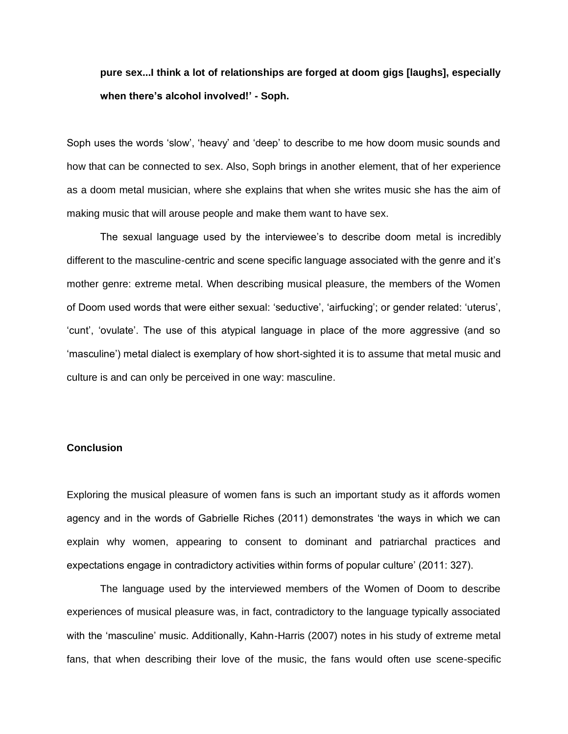**pure sex...I think a lot of relationships are forged at doom gigs [laughs], especially when there's alcohol involved!' - Soph.**

Soph uses the words 'slow', 'heavy' and 'deep' to describe to me how doom music sounds and how that can be connected to sex. Also, Soph brings in another element, that of her experience as a doom metal musician, where she explains that when she writes music she has the aim of making music that will arouse people and make them want to have sex.

The sexual language used by the interviewee's to describe doom metal is incredibly different to the masculine-centric and scene specific language associated with the genre and it's mother genre: extreme metal. When describing musical pleasure, the members of the Women of Doom used words that were either sexual: 'seductive', 'airfucking'; or gender related: 'uterus', 'cunt', 'ovulate'. The use of this atypical language in place of the more aggressive (and so 'masculine') metal dialect is exemplary of how short-sighted it is to assume that metal music and culture is and can only be perceived in one way: masculine.

**Conclusion**

Exploring the musical pleasure of women fans is such an important study as it affords women agency and in the words of Gabrielle Riches (2011) demonstrates 'the ways in which we can explain why women, appearing to consent to dominant and patriarchal practices and expectations engage in contradictory activities within forms of popular culture' (2011: 327).

The language used by the interviewed members of the Women of Doom to describe experiences of musical pleasure was, in fact, contradictory to the language typically associated with the 'masculine' music. Additionally, Kahn-Harris (2007) notes in his study of extreme metal fans, that when describing their love of the music, the fans would often use scene-specific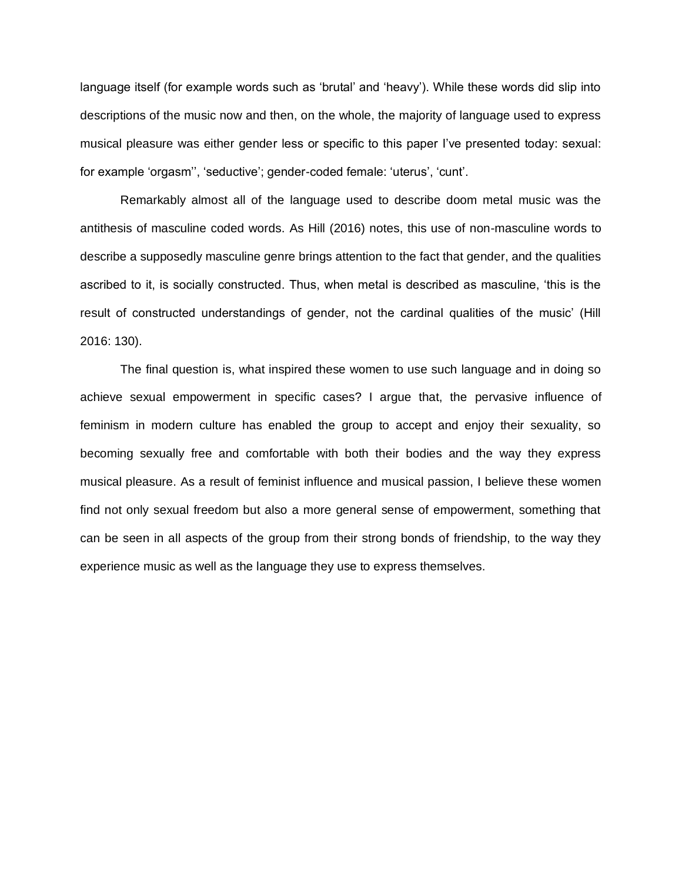language itself (for example words such as 'brutal' and 'heavy'). While these words did slip into descriptions of the music now and then, on the whole, the majority of language used to express musical pleasure was either gender less or specific to this paper I've presented today: sexual: for example 'orgasm'', 'seductive'; gender-coded female: 'uterus', 'cunt'.

Remarkably almost all of the language used to describe doom metal music was the antithesis of masculine coded words. As Hill (2016) notes, this use of non-masculine words to describe a supposedly masculine genre brings attention to the fact that gender, and the qualities ascribed to it, is socially constructed. Thus, when metal is described as masculine, 'this is the result of constructed understandings of gender, not the cardinal qualities of the music' (Hill 2016: 130).

The final question is, what inspired these women to use such language and in doing so achieve sexual empowerment in specific cases? I argue that, the pervasive influence of feminism in modern culture has enabled the group to accept and enjoy their sexuality, so becoming sexually free and comfortable with both their bodies and the way they express musical pleasure. As a result of feminist influence and musical passion, I believe these women find not only sexual freedom but also a more general sense of empowerment, something that can be seen in all aspects of the group from their strong bonds of friendship, to the way they experience music as well as the language they use to express themselves.